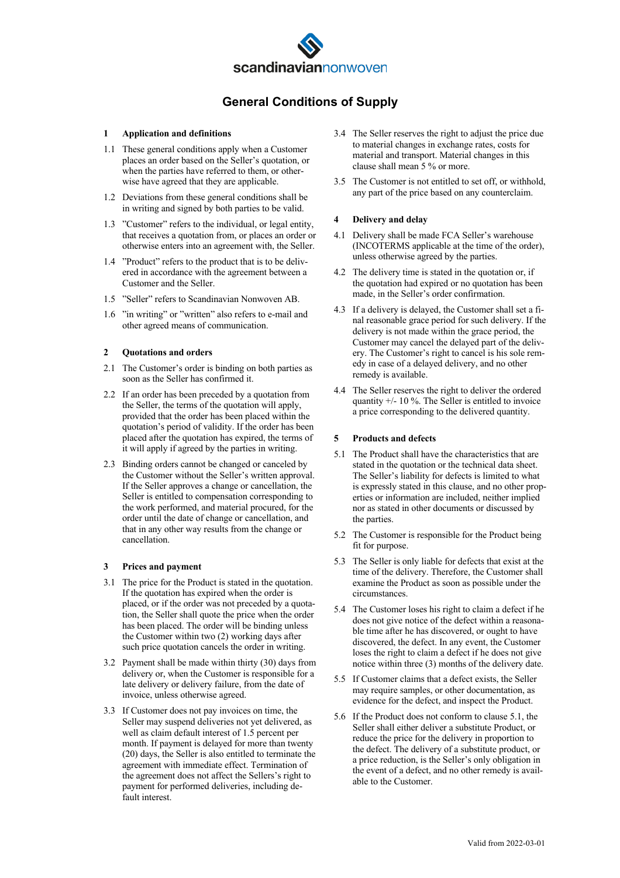scandinaviannonwoven

# General Conditions of Supply

## 1 Application and definitions

1.1 These general conditions apply when a Customer places an order based on the Seller's quotation, or when the parties have referred to them, or otherwise have agreed that they are applicable.

1.2 Deviations from these general conditions shall be in writing and signed by both parties to be valid.

1.3 "Customer" refers to the individual, or legal entity, that receives a quotation from, or places an order or otherwise enters into an agreement with, the Seller.

1.4 "Product" refers to the product that is to be delivered in accordance with the agreement between a Customer and the Seller.

1.5 "Seller" refers to Scandinavian Nonwoven AB.

1.6 "in writing" or "written" also refers to e-mail and other agreed means of communication.

## 2 Quotations and orders

2.1 The Customer's order is binding on both parties as soon as the Seller has confirmed it.

2.2 If an order has been preceded by a quotation from the Seller, the terms of the quotation will apply, provided that the order has been placed within the quotation's period of validity. If the order has been placed after the quotation has expired, the terms of it will apply if agreed by the parties in writing.

2.3 Binding orders cannot be changed or canceled by the Customer without the Seller's written approval. If the Seller approves a change or cancellation, the Seller is entitled to compensation corresponding to the work performed, and material procured, for the order until the date of change or cancellation, and that in any other way results from the change or cancellation.

## 3 Prices and payment

3.1 The price for the Product is stated in the quotation. If the quotation has expired when the order is placed, or if the order was not preceded by a quotation, the Seller shall quote the price when the order has been placed. The order will be binding unless the Customer within two (2) working days after such price quotation cancels the order in writing.

3.2 Payment shall be made within thirty (30) days from delivery or, when the Customer is responsible for a late delivery or delivery failure, from the date of invoice, unless otherwise agreed.

3.3 If Customer does not pay invoices on time, the Seller may suspend deliveries not yet delivered, as well as claim default interest of 1.5 percent per month. If payment is delayed for more than twenty (20) days, the Seller is also entitled to terminate the agreement with immediate effect. Termination of the agreement does not affect the Sellers's right to payment for performed deliveries, including default interest.

3.4 The Seller reserves the right to adjust the price due to material changes in exchange rates, costs for material and transport. Material changes in this clause shall mean 5 % or more.

3.5 The Customer is not entitled to set off, or withhold, any part of the price based on any counterclaim.

## 4 Delivery and delay

4.1 Delivery shall be made FCA Seller's warehouse (INCOTERMS applicable at the time of the order), unless otherwise agreed by the parties.

4.2 The delivery time is stated in the quotation or, if the quotation had expired or no quotation has been made, in the Seller's order confirmation.

4.3 If a delivery is delayed, the Customer shall set a final reasonable grace period for such delivery. If the delivery is not made within the grace period, the Customer may cancel the delayed part of the delivery. The Customer's right to cancel is his sole remedy in case of a delayed delivery, and no other remedy is available.

4.4 The Seller reserves the right to deliver the ordered quantity +/- 10 %. The Seller is entitled to invoice a price corresponding to the delivered quantity.

## 5 Products and defects

5.1 The Product shall have the characteristics that are stated in the quotation or the technical data sheet. The Seller's liability for defects is limited to what is expressly stated in this clause, and no other properties or information are included, neither implied nor as stated in other documents or discussed by the parties.

5.2 The Customer is responsible for the Product being fit for purpose.

5.3 The Seller is only liable for defects that exist at the time of the delivery. Therefore, the Customer shall examine the Product as soon as possible under the circumstances.

5.4 The Customer loses his right to claim a defect if he does not give notice of the defect within a reasonable time after he has discovered, or ought to have discovered, the defect. In any event, the Customer loses the right to claim a defect if he does not give notice within three (3) months of the delivery date.

5.5 If Customer claims that a defect exists, the Seller may require samples, or other documentation, as evidence for the defect, and inspect the Product.

5.6 If the Product does not conform to clause 5.1, the Seller shall either deliver a substitute Product, or reduce the price for the delivery in proportion to the defect. The delivery of a substitute product, or a price reduction, is the Seller's only obligation in the event of a defect, and no other remedy is available to the Customer.

Valid from 2022-03-01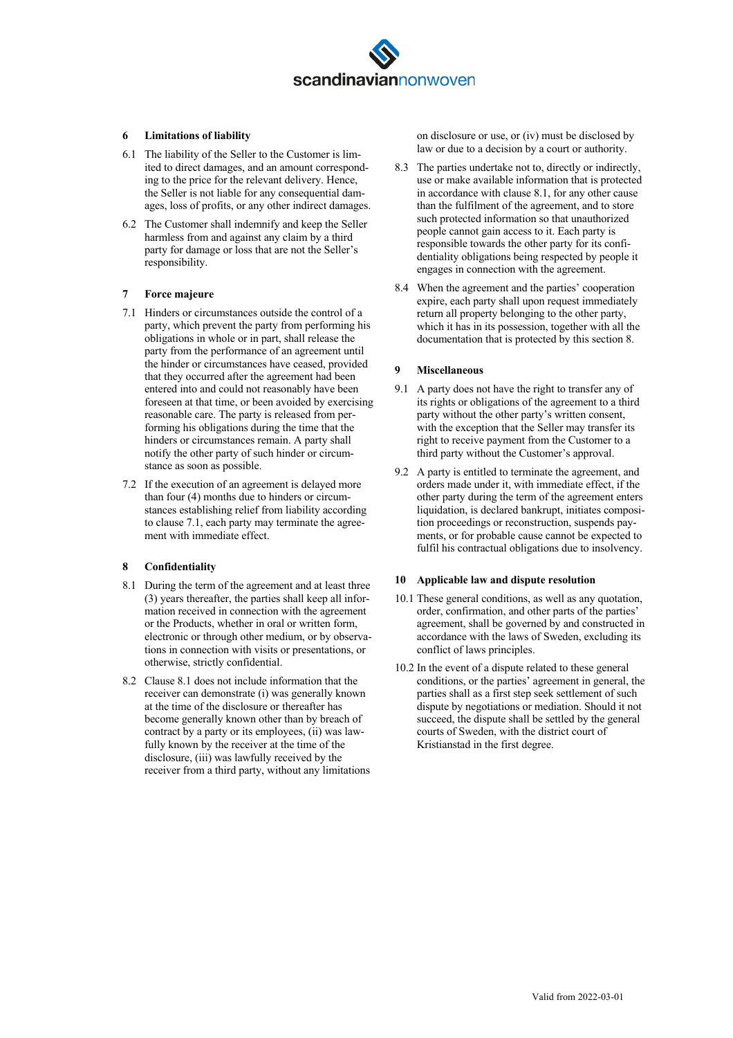## 6 Limitations of liability

6.1 The liability of the Seller to the Customer is limited to direct damages, and an amount corresponding to the price for the relevant delivery. Hence, the Seller is not liable for any consequential damages, loss of profits, or any other indirect damages.

6.2 The Customer shall indemnify and keep the Seller harmless from and against any claim by a third party for damage or loss that are not the Seller's responsibility.

## 7 Force majeure

7.1 Hinders or circumstances outside the control of a party, which prevent the party from performing his obligations in whole or in part, shall release the party from the performance of an agreement until the hinder or circumstances have ceased, provided that they occurred after the agreement had been entered into and could not reasonably have been foreseen at that time, or been avoided by exercising reasonable care. The party is released from performing his obligations during the time that the hinders or circumstances remain. A party shall notify the other party of such hinder or circumstance as soon as possible.

7.2 If the execution of an agreement is delayed more than four (4) months due to hinders or circumstances establishing relief from liability according to clause 7.1, each party may terminate the agreement with immediate effect.

## 8 Confidentiality

8.1 During the term of the agreement and at least three (3) years thereafter, the parties shall keep all information received in connection with the agreement or the Products, whether in oral or written form, electronic or through other medium, or by observations in connection with visits or presentations, or otherwise, strictly confidential.

8.2 Clause 8.1 does not include information that the receiver can demonstrate (i) was generally known at the time of the disclosure or thereafter has become generally known other than by breach of contract by a party or its employees, (ii) was lawfully known by the receiver at the time of the disclosure, (iii) was lawfully received by the receiver from a third party, without any limitations on disclosure or use, or (iv) must be disclosed by law or due to a decision by a court or authority.

8.3 The parties undertake not to, directly or indirectly, use or make available information that is protected in accordance with clause 8.1, for any other cause than the fulfilment of the agreement, and to store such protected information so that unauthorized people cannot gain access to it. Each party is responsible towards the other party for its confidentiality obligations being respected by people it engages in connection with the agreement.

8.4 When the agreement and the parties' cooperation expire, each party shall upon request immediately return all property belonging to the other party, which it has in its possession, together with all the documentation that is protected by this section 8.

## 9 Miscellaneous

9.1 A party does not have the right to transfer any of its rights or obligations of the agreement to a third party without the other party's written consent, with the exception that the Seller may transfer its right to receive payment from the Customer to a third party without the Customer's approval.

9.2 A party is entitled to terminate the agreement, and orders made under it, with immediate effect, if the other party during the term of the agreement enters liquidation, is declared bankrupt, initiates composition proceedings or reconstruction, suspends payments, or for probable cause cannot be expected to fulfil his contractual obligations due to insolvency.

## 10 Applicable law and dispute resolution

10.1 These general conditions, as well as any quotation, order, confirmation, and other parts of the parties' agreement, shall be governed by and constructed in accordance with the laws of Sweden, excluding its conflict of laws principles.

10.2 In the event of a dispute related to these general conditions, or the parties' agreement in general, the parties shall as a first step seek settlement of such dispute by negotiations or mediation. Should it not succeed, the dispute shall be settled by the general courts of Sweden, with the district court of Kristianstad in the first degree.

Valid from 2022-03-01